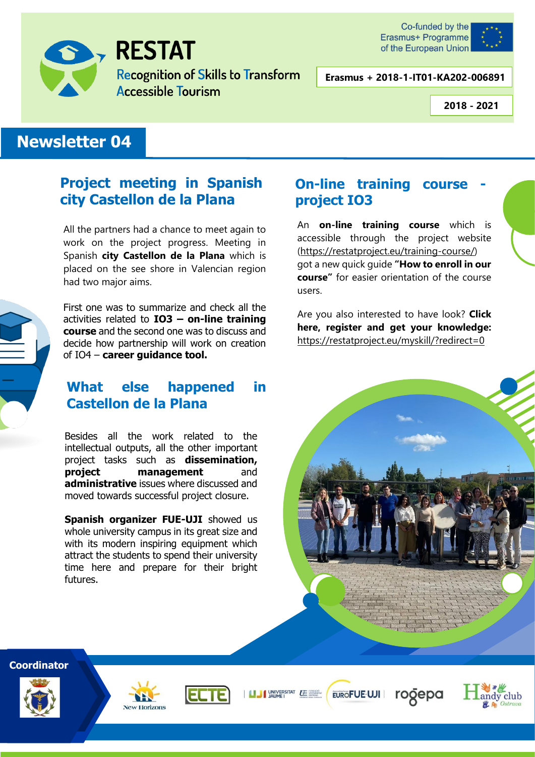# RESTAT

Recognition of Skills to Transform Accessible Tourism

Co-funded by the Erasmus+ Programme of the European Union

**Erasmus + 2018-1-IT01-KA202-006891**

**2018 - 2021**

## Newsletter 04

### Project meeting in Spanish city Castellon de la Plana

All the partners had a chance to meet again to work on the project progress. Meeting in Spanish **city Castellon de la Plana** which is placed on the see shore in Valencian region had two major aims.

First one was to summarize and check all the activities related to **IO3 – on-line training course** and the second one was to discuss and decide how partnership will work on creation of IO4 – **career guidance tool.**

### What else happened in Castellon de la Plana

Besides all the work related to the intellectual outputs, all the other important project tasks such as **dissemination, project management** and **administrative** issues where discussed and moved towards successful project closure.

**Spanish organizer FUE-UJI** showed us whole university campus in its great size and with its modern inspiring equipment which attract the students to spend their university time here and prepare for their bright futures.

### On-line training course - project IO3

An **on-line training course** which is accessible through the project website (https://restatproject.eu/training-course/) got a new quick guide **"How to enroll in our course"** for easier orientation of the course users.

Are you also interested to have look? **Click here, register and get your knowledge:** https://restatproject.eu/myskill/?redirect=0

**Coordinator**

New Horizons | ECTE | Universitat Jaume I | Fundació Universitat Empresa | EUROFUE-UJI | rogepa | Handy club Ostrava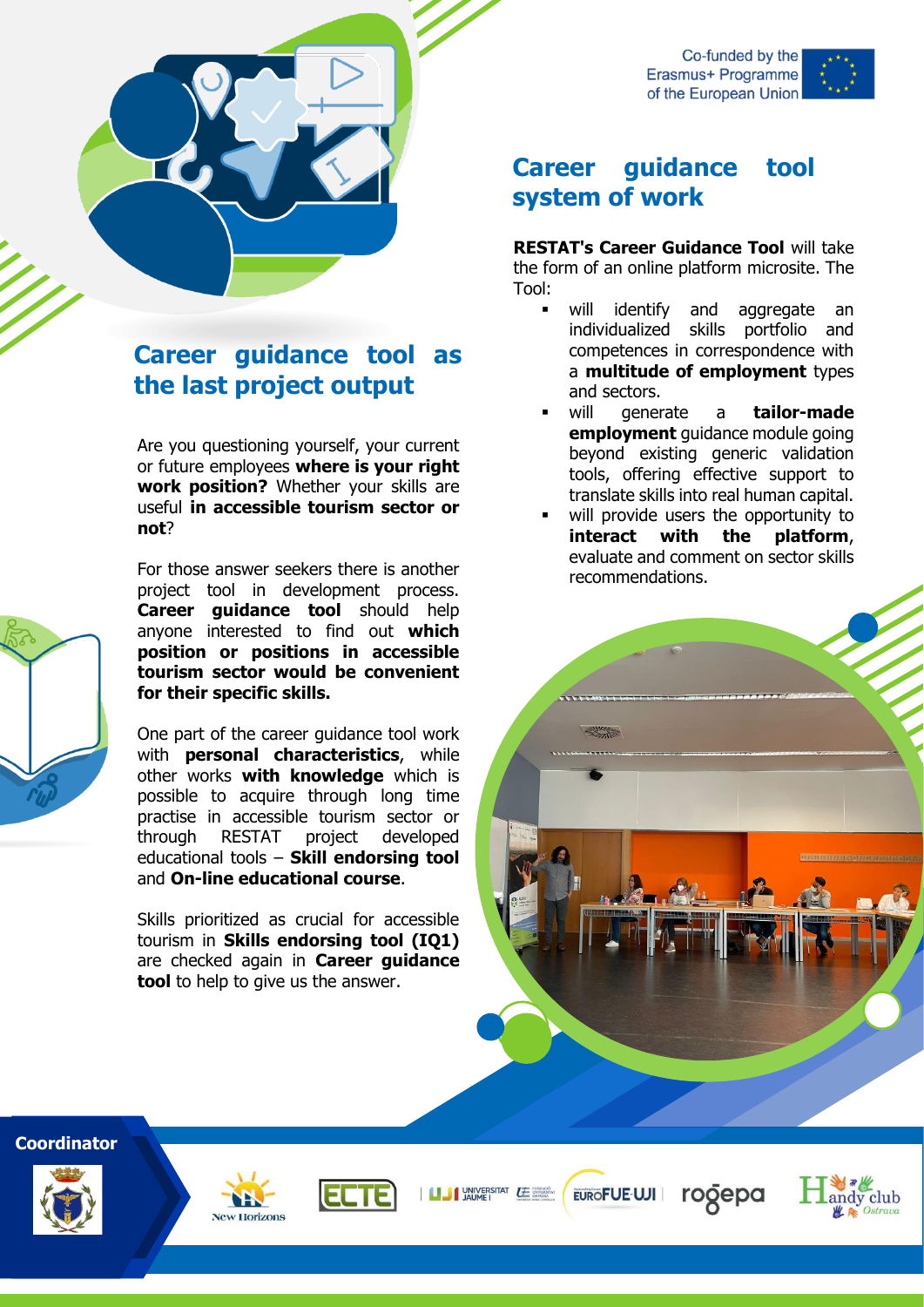Co-funded by the Erasmus+ Programme of the European Union

## Career guidance tool as the last project output

Are you questioning yourself, your current or future employees **where is your right work position?** Whether your skills are useful **in accessible tourism sector or not**?

For those answer seekers there is another project tool in development process. **Career guidance tool** should help anyone interested to find out **which position or positions in accessible tourism sector would be convenient for their specific skills.**

One part of the career guidance tool work with **personal characteristics**, while other works **with knowledge** which is possible to acquire through long time practise in accessible tourism sector or through RESTAT project developed educational tools – **Skill endorsing tool** and **On-line educational course**.

Skills prioritized as crucial for accessible tourism in **Skills endorsing tool (IQ1)** are checked again in **Career guidance tool** to help to give us the answer.

## Career guidance tool system of work

**RESTAT's Career Guidance Tool** will take the form of an online platform microsite. The Tool:

- will identify and aggregate an individualized skills portfolio and competences in correspondence with a **multitude of employment** types and sectors.
- will generate a **tailor-made employment** guidance module going beyond existing generic validation tools, offering effective support to translate skills into real human capital.
- will provide users the opportunity to **interact with the platform**, evaluate and comment on sector skills recommendations.

**Coordinator**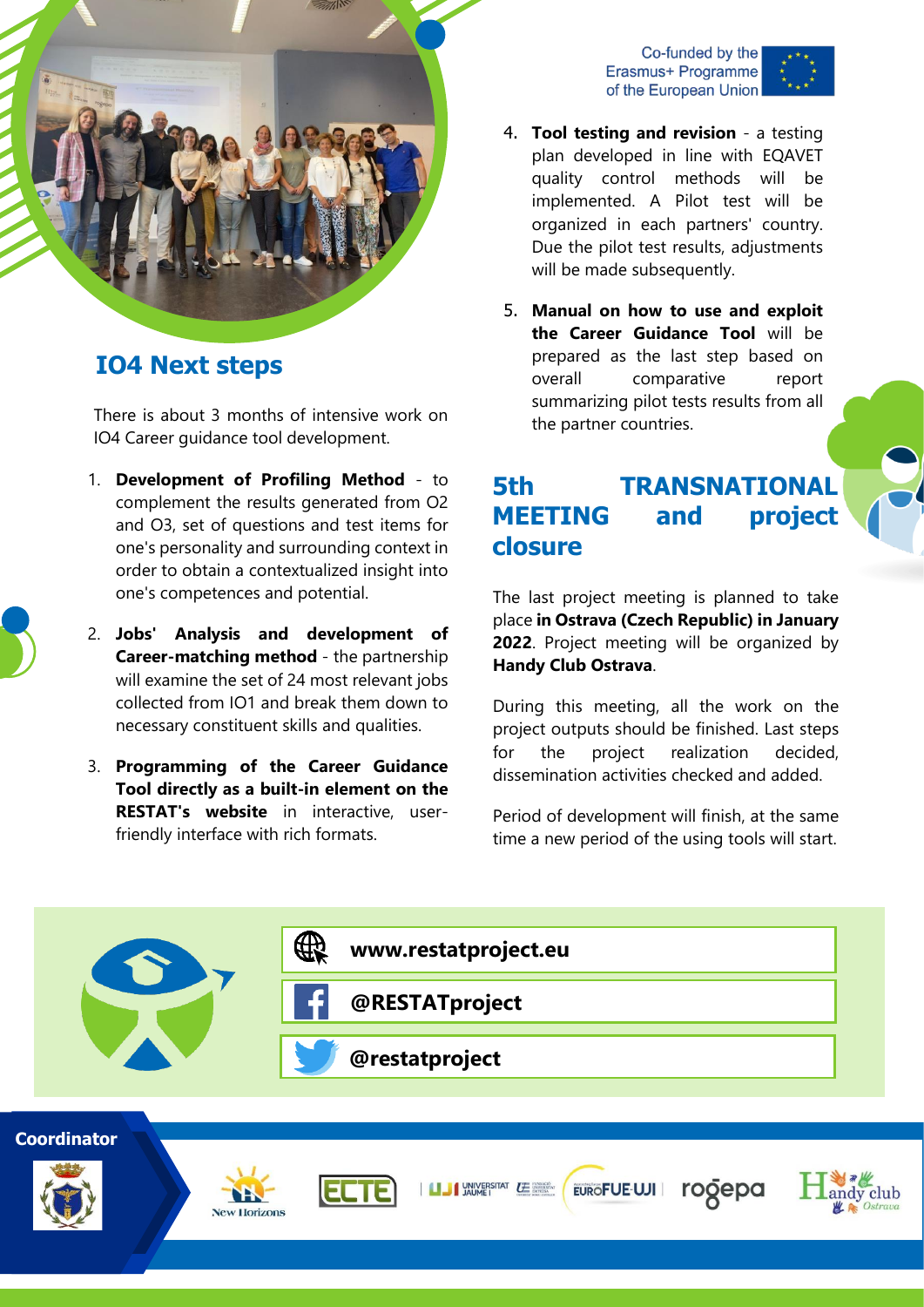Co-funded by the Erasmus+ Programme of the European Union

## IO4 Next steps

There is about 3 months of intensive work on IO4 Career guidance tool development.

1. **Development of Profiling Method** - to complement the results generated from O2 and O3, set of questions and test items for one's personality and surrounding context in order to obtain a contextualized insight into one's competences and potential.
2. **Jobs' Analysis and development of Career-matching method** - the partnership will examine the set of 24 most relevant jobs collected from IO1 and break them down to necessary constituent skills and qualities.
3. **Programming of the Career Guidance Tool directly as a built-in element on the RESTAT's website** in interactive, user-friendly interface with rich formats.
4. **Tool testing and revision** - a testing plan developed in line with EQAVET quality control methods will be implemented. A Pilot test will be organized in each partners' country. Due the pilot test results, adjustments will be made subsequently.
5. **Manual on how to use and exploit the Career Guidance Tool** will be prepared as the last step based on overall comparative report summarizing pilot tests results from all the partner countries.

## 5th TRANSNATIONAL MEETING and project closure

The last project meeting is planned to take place **in Ostrava (Czech Republic) in January 2022**. Project meeting will be organized by **Handy Club Ostrava**.

During this meeting, all the work on the project outputs should be finished. Last steps for the project realization decided, dissemination activities checked and added.

Period of development will finish, at the same time a new period of the using tools will start.

**www.restatproject.eu**

**@RESTATproject**

**@restatproject**

**Coordinator**